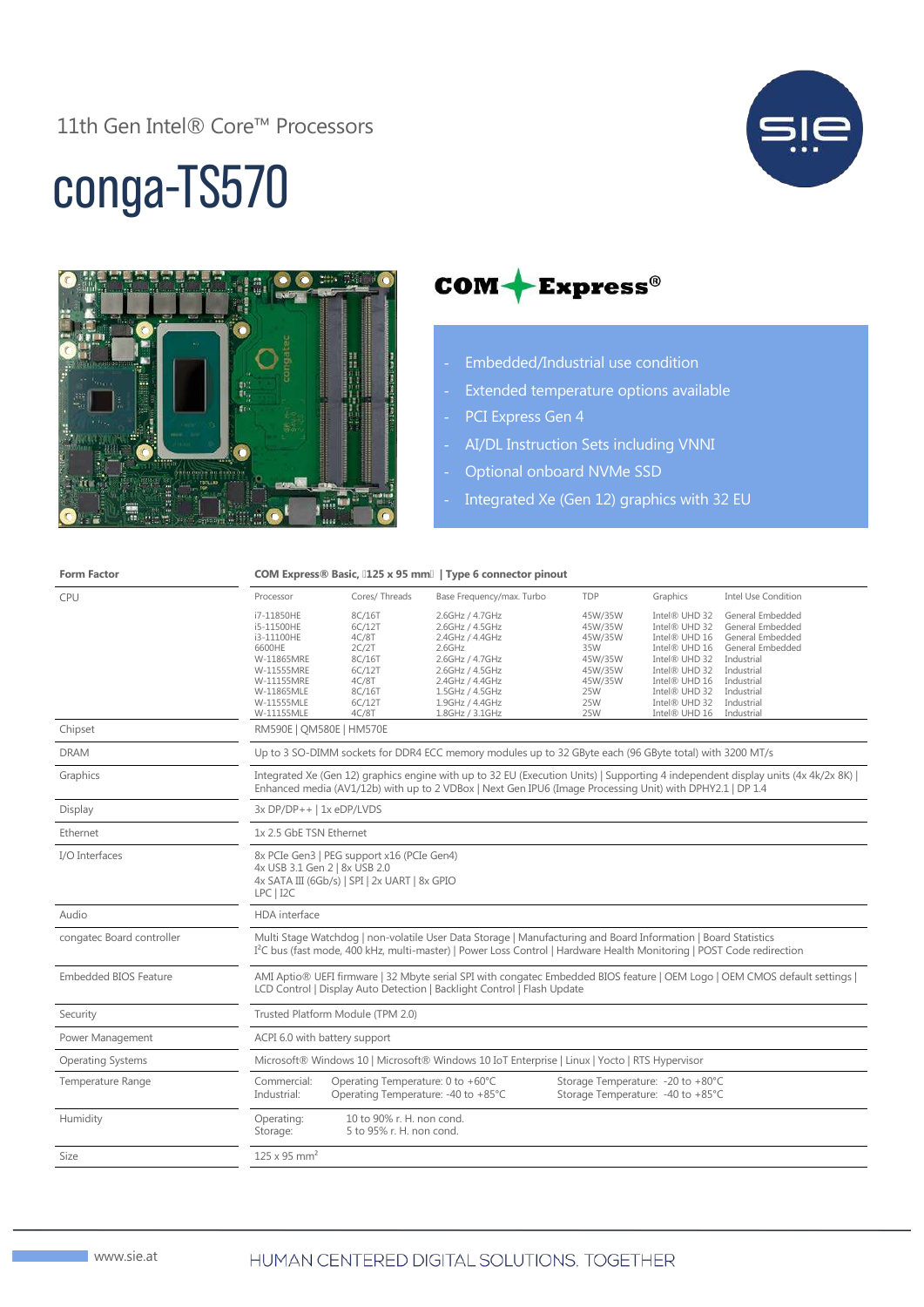11th Gen Intel® Core™ Processors

# conga-TS570

**COM Express®**

- Embedded/Industrial use condition
- Extended temperature options available
- PCI Express Gen 4
- AI/DL Instruction Sets including VNNI
- Optional onboard NVMe SSD
- Integrated Xe (Gen 12) graphics with 32 EU

| **Form Factor** | **COM Express® Basic, 125 x 95 mm | Type 6 connector pinout** |
|---|---|
| CPU | see table below |
| Chipset | RM590E \| QM580E \| HM570E |
| DRAM | Up to 3 SO-DIMM sockets for DDR4 ECC memory modules up to 32 GByte each (96 GByte total) with 3200 MT/s |
| Graphics | Integrated Xe (Gen 12) graphics engine with up to 32 EU (Execution Units) \| Supporting 4 independent display units (4x 4k/2x 8K) \| Enhanced media (AV1/12b) with up to 2 VDBox \| Next Gen IPU6 (Image Processing Unit) with DPHY2.1 \| DP 1.4 |
| Display | 3x DP/DP++ \| 1x eDP/LVDS |
| Ethernet | 1x 2.5 GbE TSN Ethernet |
| I/O Interfaces | 8x PCIe Gen3 \| PEG support x16 (PCIe Gen4)<br>4x USB 3.1 Gen 2 \| 8x USB 2.0<br>4x SATA III (6Gb/s) \| SPI \| 2x UART \| 8x GPIO<br>LPC \| I2C |
| Audio | HDA interface |
| congatec Board controller | Multi Stage Watchdog \| non-volatile User Data Storage \| Manufacturing and Board Information \| Board Statistics<br>I²C bus (fast mode, 400 kHz, multi-master) \| Power Loss Control \| Hardware Health Monitoring \| POST Code redirection |
| Embedded BIOS Feature | AMI Aptio® UEFI firmware \| 32 Mbyte serial SPI with congatec Embedded BIOS feature \| OEM Logo \| OEM CMOS default settings \| LCD Control \| Display Auto Detection \| Backlight Control \| Flash Update |
| Security | Trusted Platform Module (TPM 2.0) |
| Power Management | ACPI 6.0 with battery support |
| Operating Systems | Microsoft® Windows 10 \| Microsoft® Windows 10 IoT Enterprise \| Linux \| Yocto \| RTS Hypervisor |
| Temperature Range | Commercial: Operating Temperature: 0 to +60°C, Storage Temperature: -20 to +80°C<br>Industrial: Operating Temperature: -40 to +85°C, Storage Temperature: -40 to +85°C |
| Humidity | Operating: 10 to 90% r. H. non cond.<br>Storage: 5 to 95% r. H. non cond. |
| Size | 125 x 95 mm² |

**CPU**

| Processor | Cores/ Threads | Base Frequency/max. Turbo | TDP | Graphics | Intel Use Condition |
|---|---|---|---|---|---|
| i7-11850HE | 8C/16T | 2.6GHz / 4.7GHz | 45W/35W | Intel® UHD 32 | General Embedded |
| i5-11500HE | 6C/12T | 2.6GHz / 4.5GHz | 45W/35W | Intel® UHD 32 | General Embedded |
| i3-11100HE | 4C/8T | 2.4GHz / 4.4GHz | 45W/35W | Intel® UHD 16 | General Embedded |
| 6600HE | 2C/2T | 2.6GHz | 35W | Intel® UHD 16 | General Embedded |
| W-11865MRE | 8C/16T | 2.6GHz / 4.7GHz | 45W/35W | Intel® UHD 32 | Industrial |
| W-11555MRE | 6C/12T | 2.6GHz / 4.5GHz | 45W/35W | Intel® UHD 32 | Industrial |
| W-11155MRE | 4C/8T | 2.4GHz / 4.4GHz | 45W/35W | Intel® UHD 16 | Industrial |
| W-11865MLE | 8C/16T | 1.5GHz / 4.5GHz | 25W | Intel® UHD 32 | Industrial |
| W-11555MLE | 6C/12T | 1.9GHz / 4.4GHz | 25W | Intel® UHD 32 | Industrial |
| W-11155MLE | 4C/8T | 1.8GHz / 3.1GHz | 25W | Intel® UHD 16 | Industrial |

www.sie.at

HUMAN CENTERED DIGITAL SOLUTIONS. TOGETHER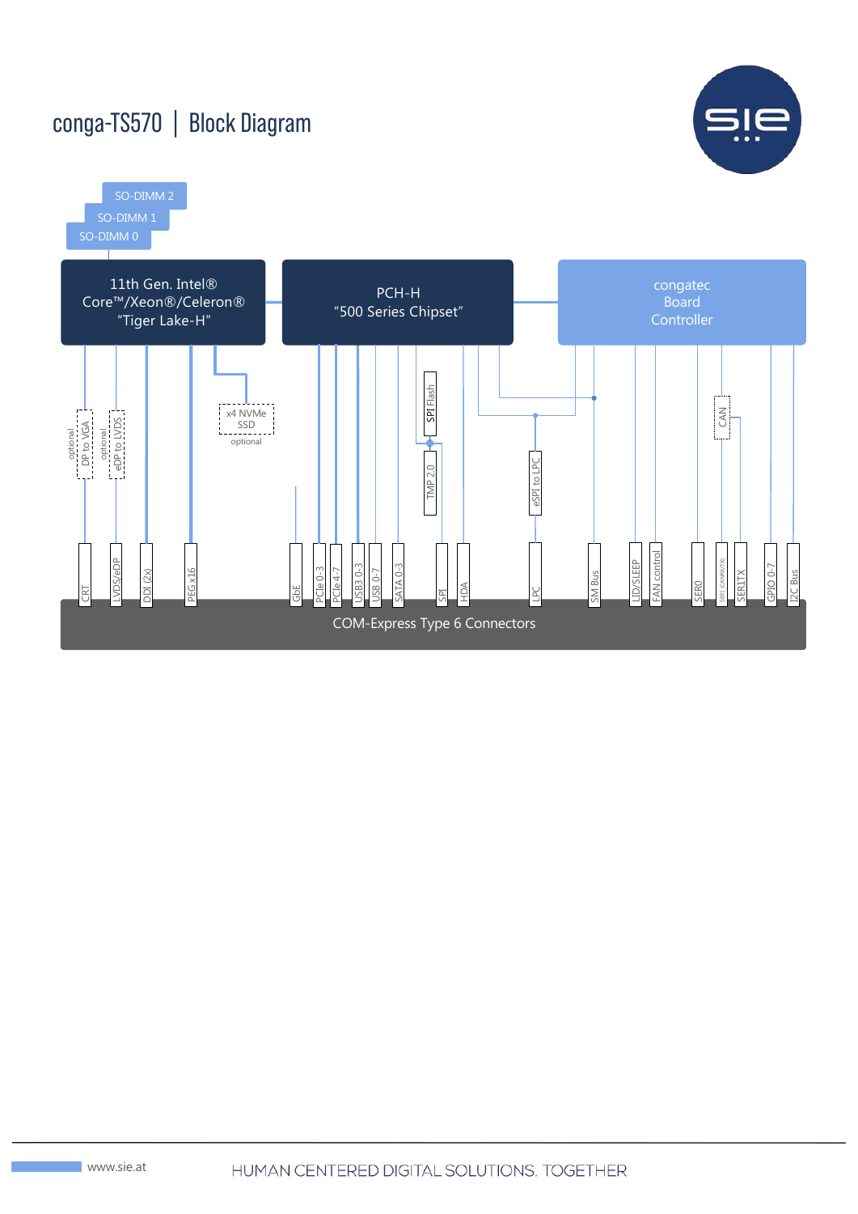# conga-TS570 | Block Diagram

SO-DIMM 2

SO-DIMM 1

SO-DIMM 0

11th Gen. Intel® Core™/Xeon®/Celeron® “Tiger Lake-H”

PCH-H “500 Series Chipset”

congatec Board Controller

optional DP to VGA

optional eDP to LVDS

x4 NVMe SSD optional

SPI Flash

TMP 2.0

eSPI to LPC

CAN

CRT | LVDS/eDP | DDI (2x) | PEG x16 | GbE | PCIe 0-3 | PCIe 4-7 | USB3 0-3 | USB 0-7 | SATA 0-3 | SPI | HDA | LPC | SM Bus | LID/SLEEP | FAN control | SER0 | SER1 (CAN RX/TX) | SER1TX | GPIO 0-7 | I2C Bus

COM-Express Type 6 Connectors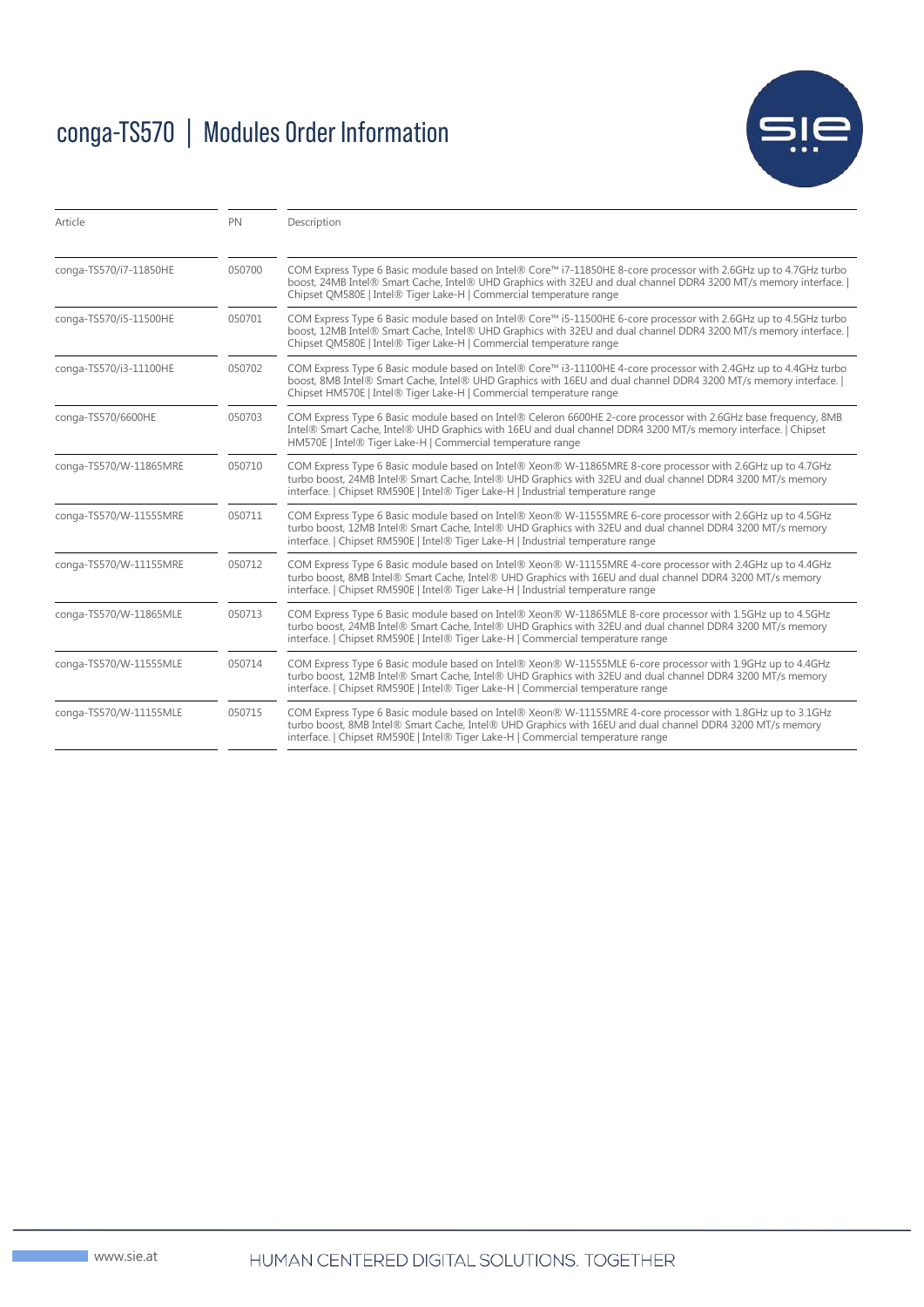# conga-TS570 | Modules Order Information

| Article | PN | Description |
|---|---|---|
| conga-TS570/i7-11850HE | 050700 | COM Express Type 6 Basic module based on Intel® Core™ i7-11850HE 8-core processor with 2.6GHz up to 4.7GHz turbo boost, 24MB Intel® Smart Cache, Intel® UHD Graphics with 32EU and dual channel DDR4 3200 MT/s memory interface. \| Chipset QM580E \| Intel® Tiger Lake-H \| Commercial temperature range |
| conga-TS570/i5-11500HE | 050701 | COM Express Type 6 Basic module based on Intel® Core™ i5-11500HE 6-core processor with 2.6GHz up to 4.5GHz turbo boost, 12MB Intel® Smart Cache, Intel® UHD Graphics with 32EU and dual channel DDR4 3200 MT/s memory interface. \| Chipset QM580E \| Intel® Tiger Lake-H \| Commercial temperature range |
| conga-TS570/i3-11100HE | 050702 | COM Express Type 6 Basic module based on Intel® Core™ i3-11100HE 4-core processor with 2.4GHz up to 4.4GHz turbo boost, 8MB Intel® Smart Cache, Intel® UHD Graphics with 16EU and dual channel DDR4 3200 MT/s memory interface. \| Chipset HM570E \| Intel® Tiger Lake-H \| Commercial temperature range |
| conga-TS570/6600HE | 050703 | COM Express Type 6 Basic module based on Intel® Celeron 6600HE 2-core processor with 2.6GHz base frequency, 8MB Intel® Smart Cache, Intel® UHD Graphics with 16EU and dual channel DDR4 3200 MT/s memory interface. \| Chipset HM570E \| Intel® Tiger Lake-H \| Commercial temperature range |
| conga-TS570/W-11865MRE | 050710 | COM Express Type 6 Basic module based on Intel® Xeon® W-11865MRE 8-core processor with 2.6GHz up to 4.7GHz turbo boost, 24MB Intel® Smart Cache, Intel® UHD Graphics with 32EU and dual channel DDR4 3200 MT/s memory interface. \| Chipset RM590E \| Intel® Tiger Lake-H \| Industrial temperature range |
| conga-TS570/W-11555MRE | 050711 | COM Express Type 6 Basic module based on Intel® Xeon® W-11555MRE 6-core processor with 2.6GHz up to 4.5GHz turbo boost, 12MB Intel® Smart Cache, Intel® UHD Graphics with 32EU and dual channel DDR4 3200 MT/s memory interface. \| Chipset RM590E \| Intel® Tiger Lake-H \| Industrial temperature range |
| conga-TS570/W-11155MRE | 050712 | COM Express Type 6 Basic module based on Intel® Xeon® W-11155MRE 4-core processor with 2.4GHz up to 4.4GHz turbo boost, 8MB Intel® Smart Cache, Intel® UHD Graphics with 16EU and dual channel DDR4 3200 MT/s memory interface. \| Chipset RM590E \| Intel® Tiger Lake-H \| Industrial temperature range |
| conga-TS570/W-11865MLE | 050713 | COM Express Type 6 Basic module based on Intel® Xeon® W-11865MLE 8-core processor with 1.5GHz up to 4.5GHz turbo boost, 24MB Intel® Smart Cache, Intel® UHD Graphics with 32EU and dual channel DDR4 3200 MT/s memory interface. \| Chipset RM590E \| Intel® Tiger Lake-H \| Commercial temperature range |
| conga-TS570/W-11555MLE | 050714 | COM Express Type 6 Basic module based on Intel® Xeon® W-11555MLE 6-core processor with 1.9GHz up to 4.4GHz turbo boost, 12MB Intel® Smart Cache, Intel® UHD Graphics with 32EU and dual channel DDR4 3200 MT/s memory interface. \| Chipset RM590E \| Intel® Tiger Lake-H \| Commercial temperature range |
| conga-TS570/W-11155MLE | 050715 | COM Express Type 6 Basic module based on Intel® Xeon® W-11155MRE 4-core processor with 1.8GHz up to 3.1GHz turbo boost, 8MB Intel® Smart Cache, Intel® UHD Graphics with 16EU and dual channel DDR4 3200 MT/s memory interface. \| Chipset RM590E \| Intel® Tiger Lake-H \| Commercial temperature range |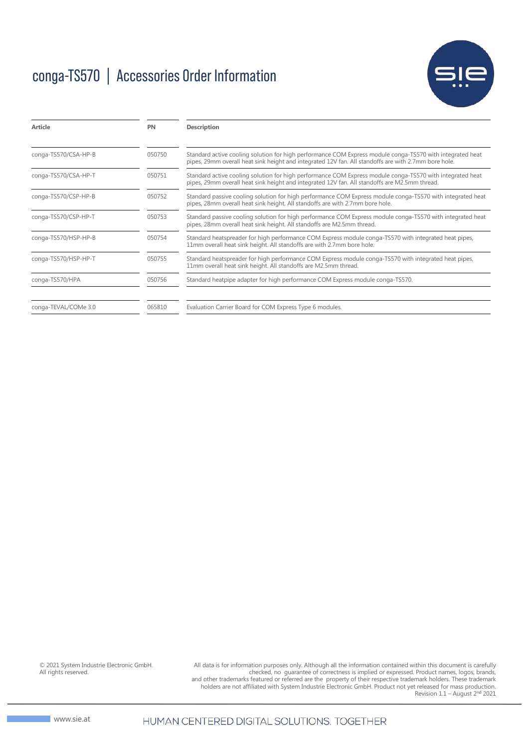# conga-TS570 | Accessories Order Information

| Article | PN | Description |
|---|---|---|
| conga-TS570/CSA-HP-B | 050750 | Standard active cooling solution for high performance COM Express module conga-TS570 with integrated heat pipes, 29mm overall heat sink height and integrated 12V fan. All standoffs are with 2.7mm bore hole. |
| conga-TS570/CSA-HP-T | 050751 | Standard active cooling solution for high performance COM Express module conga-TS570 with integrated heat pipes, 29mm overall heat sink height and integrated 12V fan. All standoffs are M2.5mm thread. |
| conga-TS570/CSP-HP-B | 050752 | Standard passive cooling solution for high performance COM Express module conga-TS570 with integrated heat pipes, 28mm overall heat sink height. All standoffs are with 2.7mm bore hole. |
| conga-TS570/CSP-HP-T | 050753 | Standard passive cooling solution for high performance COM Express module conga-TS570 with integrated heat pipes, 28mm overall heat sink height. All standoffs are M2.5mm thread. |
| conga-TS570/HSP-HP-B | 050754 | Standard heatspreader for high performance COM Express module conga-TS570 with integrated heat pipes, 11mm overall heat sink height. All standoffs are with 2.7mm bore hole. |
| conga-TS570/HSP-HP-T | 050755 | Standard heatspreader for high performance COM Express module conga-TS570 with integrated heat pipes, 11mm overall heat sink height. All standoffs are M2.5mm thread. |
| conga-TS570/HPA | 050756 | Standard heatpipe adapter for high performance COM Express module conga-TS570. |
| conga-TEVAL/COMe 3.0 | 065810 | Evaluation Carrier Board for COM Express Type 6 modules. |

© 2021 System Industrie Electronic GmbH.
All rights reserved.

All data is for information purposes only. Although all the information contained within this document is carefully checked, no guarantee of correctness is implied or expressed. Product names, logos, brands, and other trademarks featured or referred are the property of their respective trademark holders. These trademark holders are not affiliated with System Industrie Electronic GmbH. Product not yet released for mass production.
Revision 1.1 – August 2nd 2021